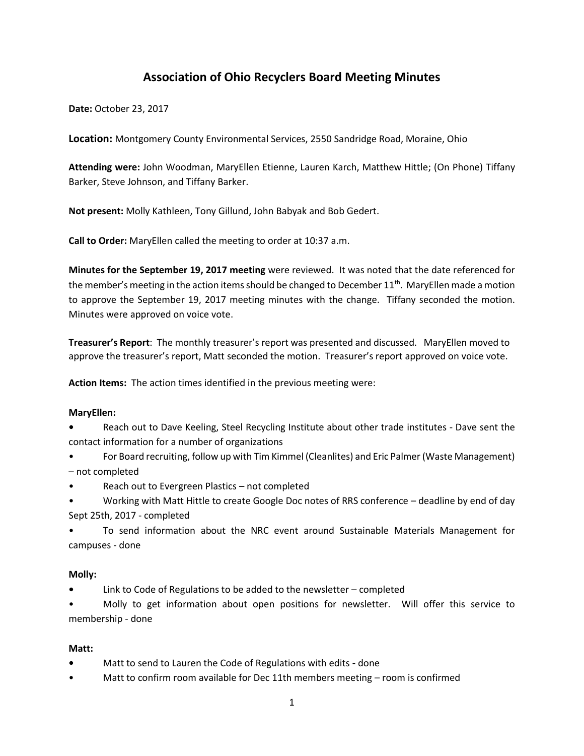# Association of Ohio Recyclers Board Meeting Minutes

**Date:** October 23, 2017

**Location:** Montgomery County Environmental Services, 2550 Sandridge Road, Moraine, Ohio

**Attending were:** John Woodman, MaryEllen Etienne, Lauren Karch, Matthew Hittle; (On Phone) Tiffany Barker, Steve Johnson, and Tiffany Barker.

**Not present:** Molly Kathleen, Tony Gillund, John Babyak and Bob Gedert.

**Call to Order:** MaryEllen called the meeting to order at 10:37 a.m.

**Minutes for the September 19, 2017 meeting** were reviewed. It was noted that the date referenced for the member's meeting in the action items should be changed to December 11th. MaryEllen made a motion to approve the September 19, 2017 meeting minutes with the change. Tiffany seconded the motion. Minutes were approved on voice vote.

**Treasurer's Report**: The monthly treasurer's report was presented and discussed. MaryEllen moved to approve the treasurer's report, Matt seconded the motion. Treasurer's report approved on voice vote.

**Action Items:** The action times identified in the previous meeting were:

**MaryEllen:**

- Reach out to Dave Keeling, Steel Recycling Institute about other trade institutes - Dave sent the contact information for a number of organizations
- For Board recruiting, follow up with Tim Kimmel (Cleanlites) and Eric Palmer (Waste Management) – not completed
- Reach out to Evergreen Plastics – not completed
- Working with Matt Hittle to create Google Doc notes of RRS conference – deadline by end of day Sept 25th, 2017 - completed
- To send information about the NRC event around Sustainable Materials Management for campuses - done

**Molly:**

- Link to Code of Regulations to be added to the newsletter – completed
- Molly to get information about open positions for newsletter. Will offer this service to membership - done

**Matt:**

- Matt to send to Lauren the Code of Regulations with edits **-** done
- Matt to confirm room available for Dec 11th members meeting – room is confirmed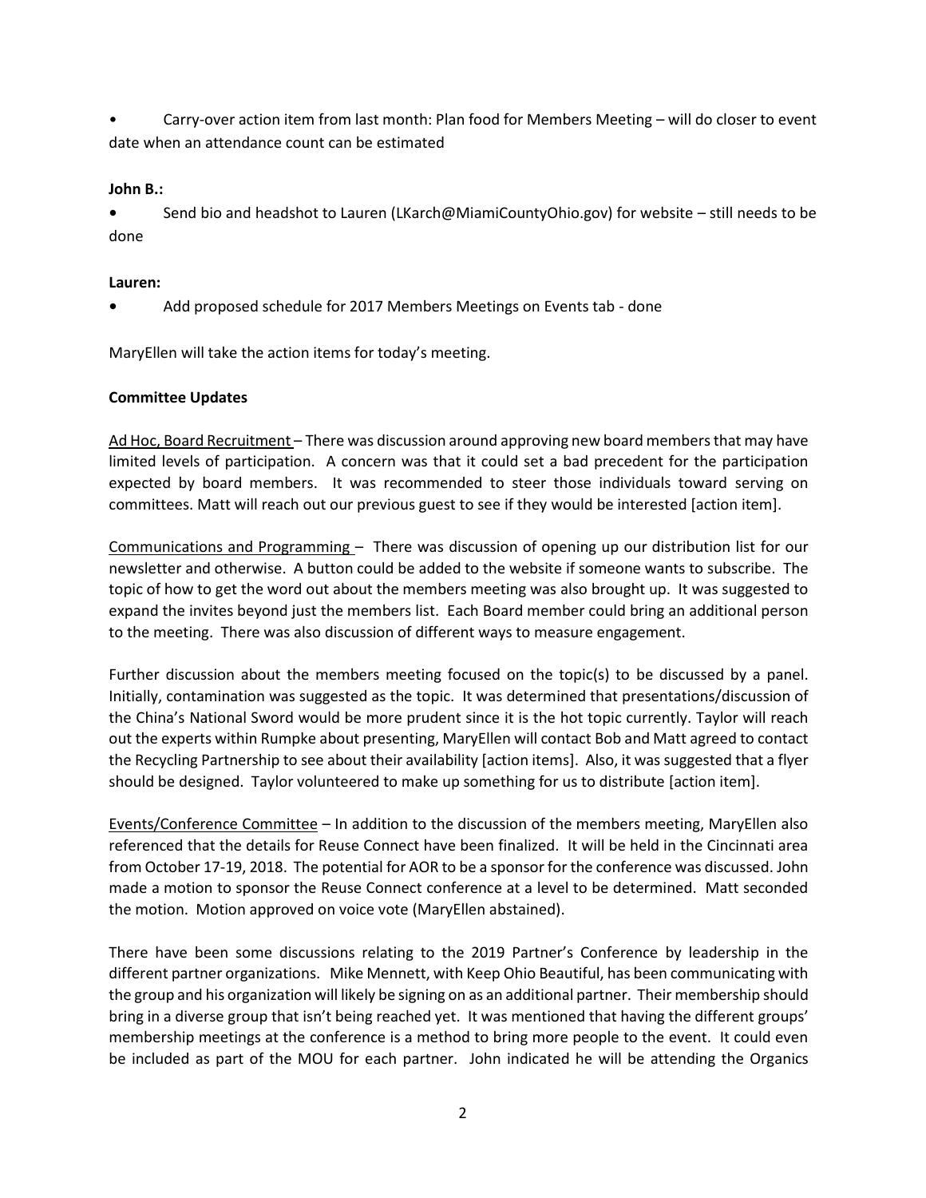- Carry-over action item from last month: Plan food for Members Meeting – will do closer to event date when an attendance count can be estimated

**John B.:**

- Send bio and headshot to Lauren (LKarch@MiamiCountyOhio.gov) for website – still needs to be done

**Lauren:**

- Add proposed schedule for 2017 Members Meetings on Events tab - done

MaryEllen will take the action items for today's meeting.

**Committee Updates**

Ad Hoc, Board Recruitment – There was discussion around approving new board members that may have limited levels of participation. A concern was that it could set a bad precedent for the participation expected by board members. It was recommended to steer those individuals toward serving on committees. Matt will reach out our previous guest to see if they would be interested [action item].

Communications and Programming – There was discussion of opening up our distribution list for our newsletter and otherwise. A button could be added to the website if someone wants to subscribe. The topic of how to get the word out about the members meeting was also brought up. It was suggested to expand the invites beyond just the members list. Each Board member could bring an additional person to the meeting. There was also discussion of different ways to measure engagement.

Further discussion about the members meeting focused on the topic(s) to be discussed by a panel. Initially, contamination was suggested as the topic. It was determined that presentations/discussion of the China's National Sword would be more prudent since it is the hot topic currently. Taylor will reach out the experts within Rumpke about presenting, MaryEllen will contact Bob and Matt agreed to contact the Recycling Partnership to see about their availability [action items]. Also, it was suggested that a flyer should be designed. Taylor volunteered to make up something for us to distribute [action item].

Events/Conference Committee – In addition to the discussion of the members meeting, MaryEllen also referenced that the details for Reuse Connect have been finalized. It will be held in the Cincinnati area from October 17-19, 2018. The potential for AOR to be a sponsor for the conference was discussed. John made a motion to sponsor the Reuse Connect conference at a level to be determined. Matt seconded the motion. Motion approved on voice vote (MaryEllen abstained).

There have been some discussions relating to the 2019 Partner's Conference by leadership in the different partner organizations. Mike Mennett, with Keep Ohio Beautiful, has been communicating with the group and his organization will likely be signing on as an additional partner. Their membership should bring in a diverse group that isn't being reached yet. It was mentioned that having the different groups' membership meetings at the conference is a method to bring more people to the event. It could even be included as part of the MOU for each partner. John indicated he will be attending the Organics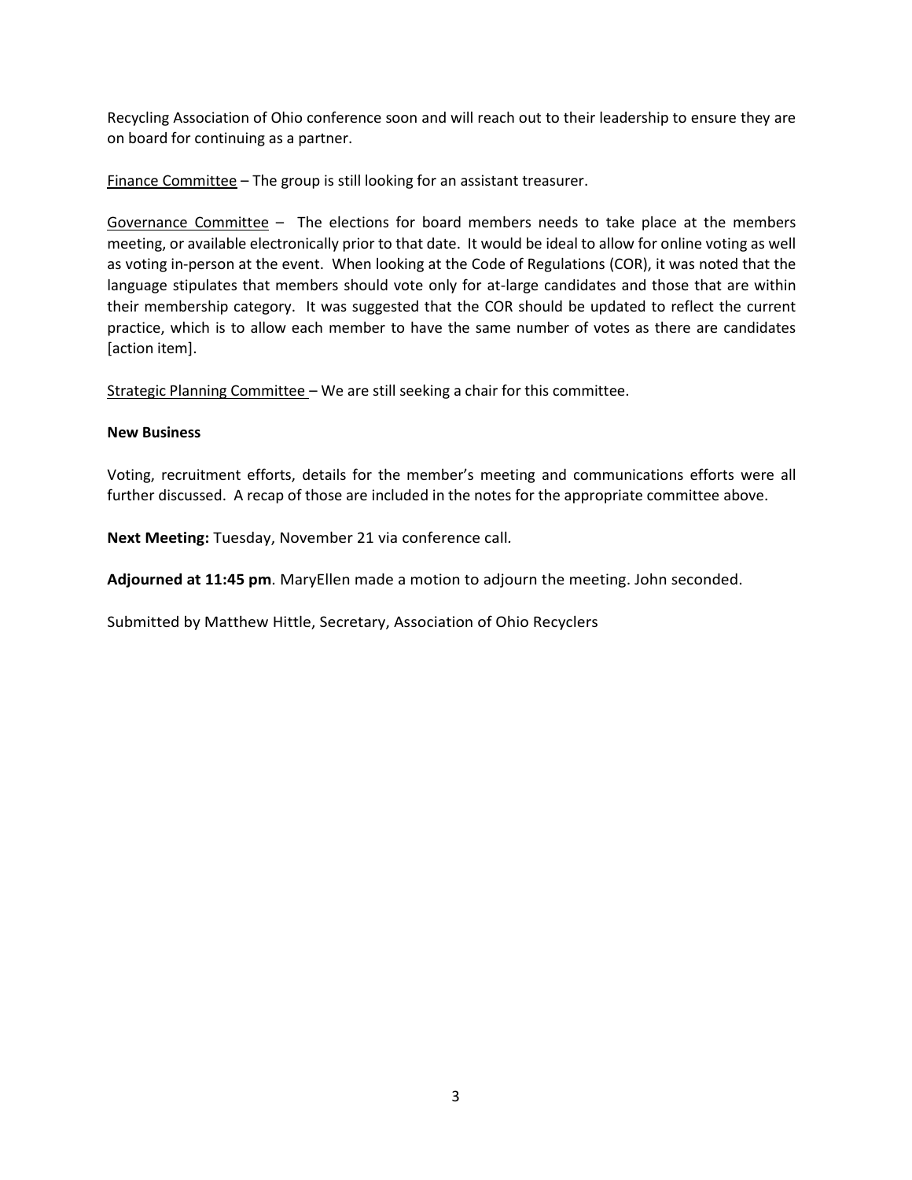Recycling Association of Ohio conference soon and will reach out to their leadership to ensure they are on board for continuing as a partner.

<u>Finance Committee</u> – The group is still looking for an assistant treasurer.

<u>Governance Committee</u> – The elections for board members needs to take place at the members meeting, or available electronically prior to that date. It would be ideal to allow for online voting as well as voting in-person at the event. When looking at the Code of Regulations (COR), it was noted that the language stipulates that members should vote only for at-large candidates and those that are within their membership category. It was suggested that the COR should be updated to reflect the current practice, which is to allow each member to have the same number of votes as there are candidates [action item].

<u>Strategic Planning Committee</u> – We are still seeking a chair for this committee.

**New Business**

Voting, recruitment efforts, details for the member's meeting and communications efforts were all further discussed. A recap of those are included in the notes for the appropriate committee above.

**Next Meeting:** Tuesday, November 21 via conference call.

**Adjourned at 11:45 pm**. MaryEllen made a motion to adjourn the meeting. John seconded.

Submitted by Matthew Hittle, Secretary, Association of Ohio Recyclers